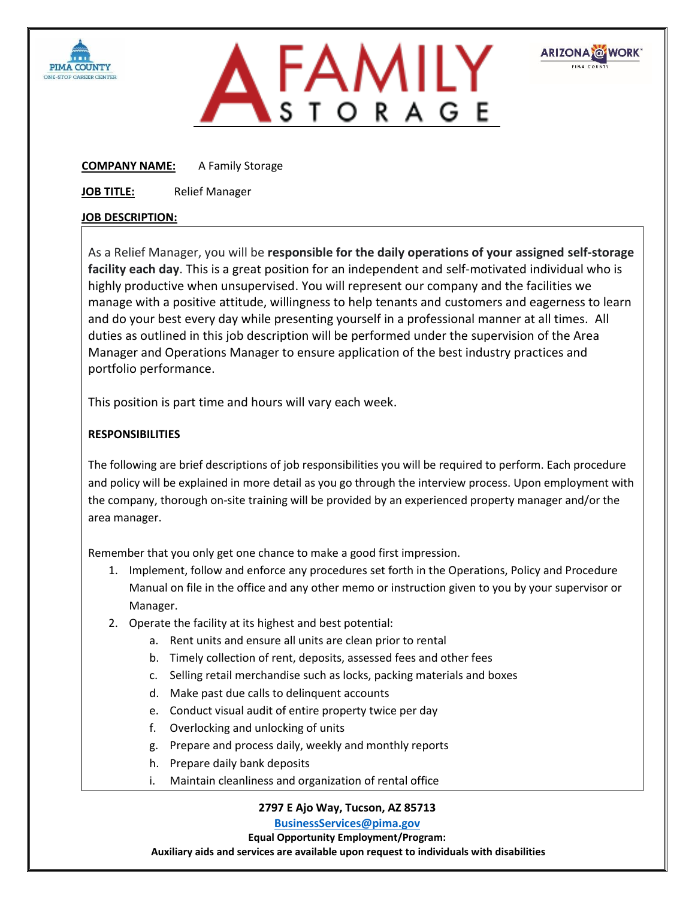**COMPANY NAME:** A Family Storage

**JOB TITLE:** Relief Manager

**JOB DESCRIPTION:**

As a Relief Manager, you will be **responsible for the daily operations of your assigned self-storage facility each day**. This is a great position for an independent and self-motivated individual who is highly productive when unsupervised. You will represent our company and the facilities we manage with a positive attitude, willingness to help tenants and customers and eagerness to learn and do your best every day while presenting yourself in a professional manner at all times. All duties as outlined in this job description will be performed under the supervision of the Area Manager and Operations Manager to ensure application of the best industry practices and portfolio performance.

This position is part time and hours will vary each week.

**RESPONSIBILITIES**

The following are brief descriptions of job responsibilities you will be required to perform. Each procedure and policy will be explained in more detail as you go through the interview process. Upon employment with the company, thorough on-site training will be provided by an experienced property manager and/or the area manager.

Remember that you only get one chance to make a good first impression.

1. Implement, follow and enforce any procedures set forth in the Operations, Policy and Procedure Manual on file in the office and any other memo or instruction given to you by your supervisor or Manager.
2. Operate the facility at its highest and best potential:
   a. Rent units and ensure all units are clean prior to rental
   b. Timely collection of rent, deposits, assessed fees and other fees
   c. Selling retail merchandise such as locks, packing materials and boxes
   d. Make past due calls to delinquent accounts
   e. Conduct visual audit of entire property twice per day
   f. Overlocking and unlocking of units
   g. Prepare and process daily, weekly and monthly reports
   h. Prepare daily bank deposits
   i. Maintain cleanliness and organization of rental office

**2797 E Ajo Way, Tucson, AZ 85713**
**BusinessServices@pima.gov**
**Equal Opportunity Employment/Program:**
**Auxiliary aids and services are available upon request to individuals with disabilities**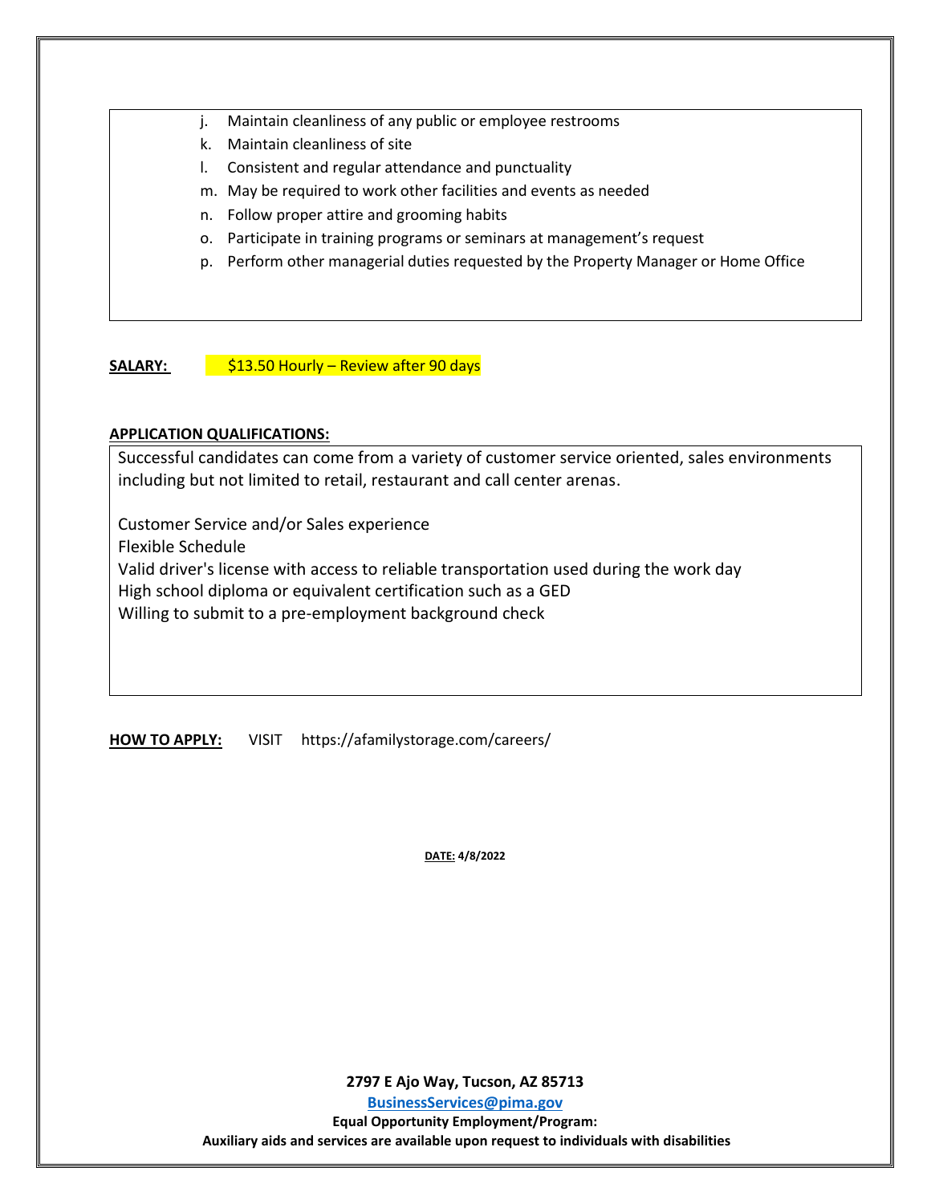j. Maintain cleanliness of any public or employee restrooms
k. Maintain cleanliness of site
l. Consistent and regular attendance and punctuality
m. May be required to work other facilities and events as needed
n. Follow proper attire and grooming habits
o. Participate in training programs or seminars at management's request
p. Perform other managerial duties requested by the Property Manager or Home Office

**SALARY:** $13.50 Hourly – Review after 90 days

**APPLICATION QUALIFICATIONS:**

Successful candidates can come from a variety of customer service oriented, sales environments including but not limited to retail, restaurant and call center arenas.

Customer Service and/or Sales experience
Flexible Schedule
Valid driver's license with access to reliable transportation used during the work day
High school diploma or equivalent certification such as a GED
Willing to submit to a pre-employment background check

**HOW TO APPLY:** VISIT https://afamilystorage.com/careers/

**DATE:** 4/8/2022

**2797 E Ajo Way, Tucson, AZ 85713**
**BusinessServices@pima.gov**
**Equal Opportunity Employment/Program:**
**Auxiliary aids and services are available upon request to individuals with disabilities**